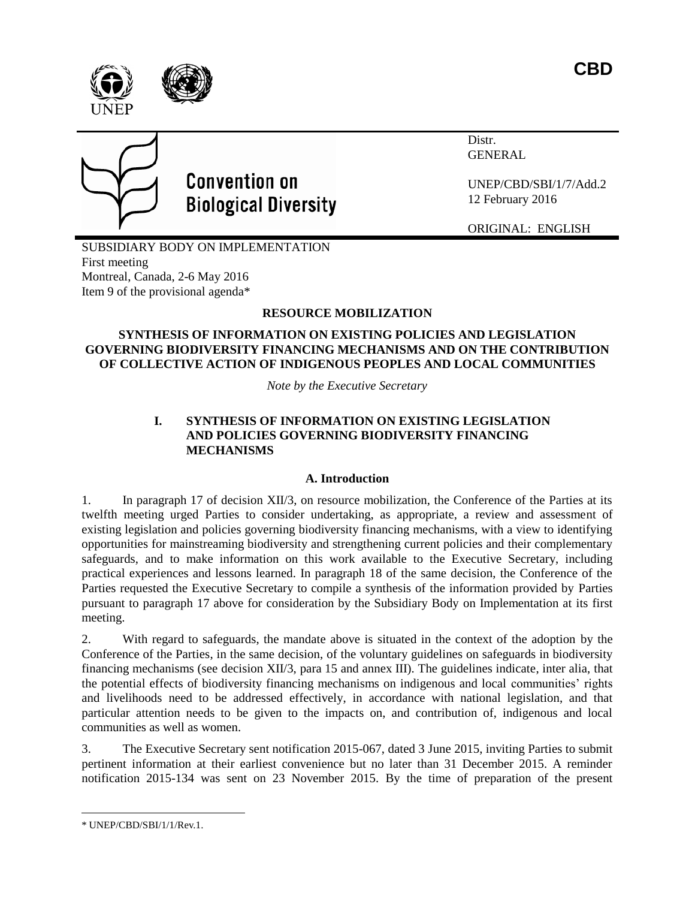CBD

Convention on Biological Diversity

Distr.
GENERAL

UNEP/CBD/SBI/1/7/Add.2
12 February 2016

ORIGINAL: ENGLISH

SUBSIDIARY BODY ON IMPLEMENTATION
First meeting
Montreal, Canada, 2-6 May 2016
Item 9 of the provisional agenda*

# RESOURCE MOBILIZATION

## SYNTHESIS OF INFORMATION ON EXISTING POLICIES AND LEGISLATION GOVERNING BIODIVERSITY FINANCING MECHANISMS AND ON THE CONTRIBUTION OF COLLECTIVE ACTION OF INDIGENOUS PEOPLES AND LOCAL COMMUNITIES

*Note by the Executive Secretary*

## I. SYNTHESIS OF INFORMATION ON EXISTING LEGISLATION AND POLICIES GOVERNING BIODIVERSITY FINANCING MECHANISMS

### A. Introduction

1. In paragraph 17 of decision XII/3, on resource mobilization, the Conference of the Parties at its twelfth meeting urged Parties to consider undertaking, as appropriate, a review and assessment of existing legislation and policies governing biodiversity financing mechanisms, with a view to identifying opportunities for mainstreaming biodiversity and strengthening current policies and their complementary safeguards, and to make information on this work available to the Executive Secretary, including practical experiences and lessons learned. In paragraph 18 of the same decision, the Conference of the Parties requested the Executive Secretary to compile a synthesis of the information provided by Parties pursuant to paragraph 17 above for consideration by the Subsidiary Body on Implementation at its first meeting.

2. With regard to safeguards, the mandate above is situated in the context of the adoption by the Conference of the Parties, in the same decision, of the voluntary guidelines on safeguards in biodiversity financing mechanisms (see decision XII/3, para 15 and annex III). The guidelines indicate, inter alia, that the potential effects of biodiversity financing mechanisms on indigenous and local communities' rights and livelihoods need to be addressed effectively, in accordance with national legislation, and that particular attention needs to be given to the impacts on, and contribution of, indigenous and local communities as well as women.

3. The Executive Secretary sent notification 2015-067, dated 3 June 2015, inviting Parties to submit pertinent information at their earliest convenience but no later than 31 December 2015. A reminder notification 2015-134 was sent on 23 November 2015. By the time of preparation of the present

---

* UNEP/CBD/SBI/1/1/Rev.1.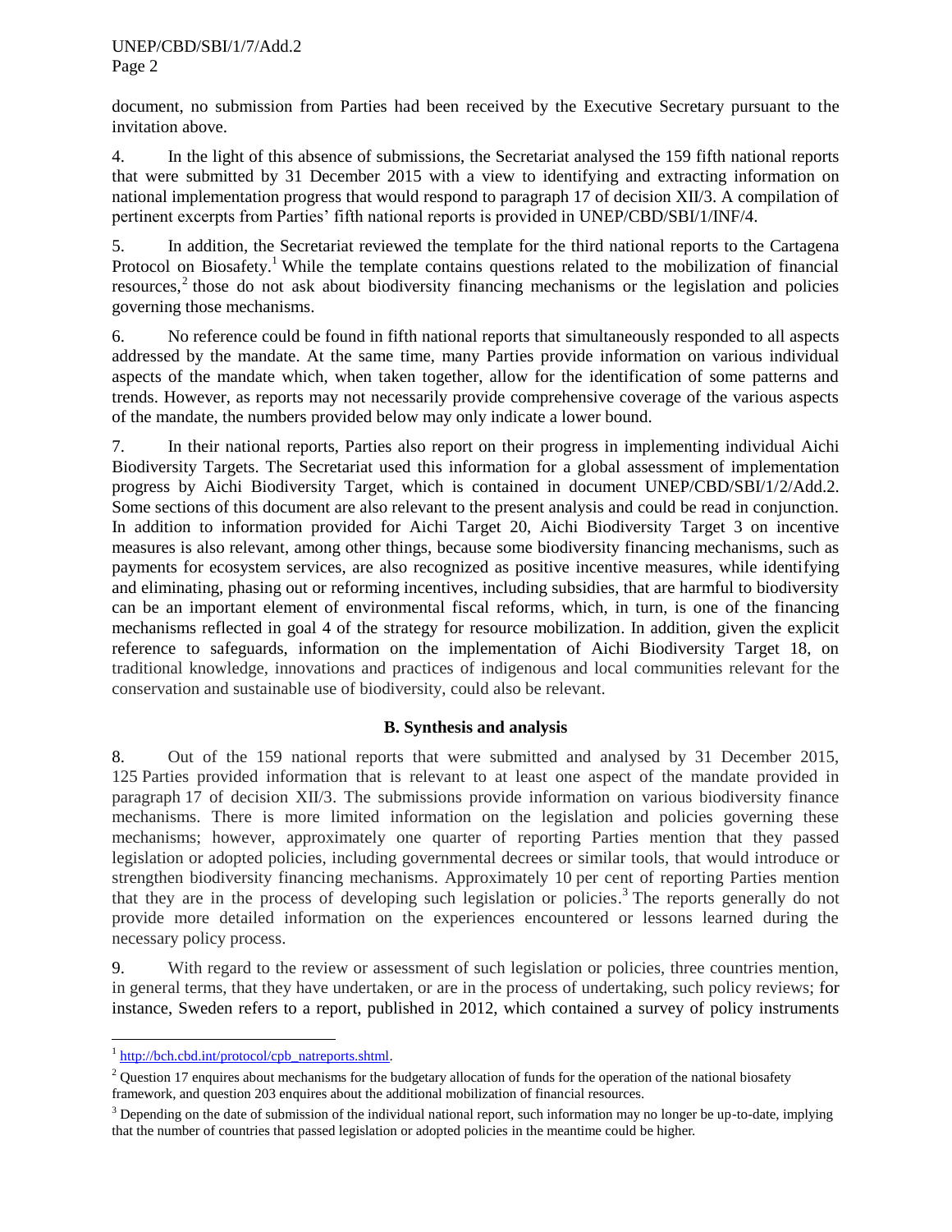document, no submission from Parties had been received by the Executive Secretary pursuant to the invitation above.

4. In the light of this absence of submissions, the Secretariat analysed the 159 fifth national reports that were submitted by 31 December 2015 with a view to identifying and extracting information on national implementation progress that would respond to paragraph 17 of decision XII/3. A compilation of pertinent excerpts from Parties' fifth national reports is provided in UNEP/CBD/SBI/1/INF/4.

5. In addition, the Secretariat reviewed the template for the third national reports to the Cartagena Protocol on Biosafety.[1] While the template contains questions related to the mobilization of financial resources,[2] those do not ask about biodiversity financing mechanisms or the legislation and policies governing those mechanisms.

6. No reference could be found in fifth national reports that simultaneously responded to all aspects addressed by the mandate. At the same time, many Parties provide information on various individual aspects of the mandate which, when taken together, allow for the identification of some patterns and trends. However, as reports may not necessarily provide comprehensive coverage of the various aspects of the mandate, the numbers provided below may only indicate a lower bound.

7. In their national reports, Parties also report on their progress in implementing individual Aichi Biodiversity Targets. The Secretariat used this information for a global assessment of implementation progress by Aichi Biodiversity Target, which is contained in document UNEP/CBD/SBI/1/2/Add.2. Some sections of this document are also relevant to the present analysis and could be read in conjunction. In addition to information provided for Aichi Target 20, Aichi Biodiversity Target 3 on incentive measures is also relevant, among other things, because some biodiversity financing mechanisms, such as payments for ecosystem services, are also recognized as positive incentive measures, while identifying and eliminating, phasing out or reforming incentives, including subsidies, that are harmful to biodiversity can be an important element of environmental fiscal reforms, which, in turn, is one of the financing mechanisms reflected in goal 4 of the strategy for resource mobilization. In addition, given the explicit reference to safeguards, information on the implementation of Aichi Biodiversity Target 18, on traditional knowledge, innovations and practices of indigenous and local communities relevant for the conservation and sustainable use of biodiversity, could also be relevant.

### B. Synthesis and analysis

8. Out of the 159 national reports that were submitted and analysed by 31 December 2015, 125 Parties provided information that is relevant to at least one aspect of the mandate provided in paragraph 17 of decision XII/3. The submissions provide information on various biodiversity finance mechanisms. There is more limited information on the legislation and policies governing these mechanisms; however, approximately one quarter of reporting Parties mention that they passed legislation or adopted policies, including governmental decrees or similar tools, that would introduce or strengthen biodiversity financing mechanisms. Approximately 10 per cent of reporting Parties mention that they are in the process of developing such legislation or policies.[3] The reports generally do not provide more detailed information on the experiences encountered or lessons learned during the necessary policy process.

9. With regard to the review or assessment of such legislation or policies, three countries mention, in general terms, that they have undertaken, or are in the process of undertaking, such policy reviews; for instance, Sweden refers to a report, published in 2012, which contained a survey of policy instruments

---

[1] http://bch.cbd.int/protocol/cpb_natreports.shtml.

[2] Question 17 enquires about mechanisms for the budgetary allocation of funds for the operation of the national biosafety framework, and question 203 enquires about the additional mobilization of financial resources.

[3] Depending on the date of submission of the individual national report, such information may no longer be up-to-date, implying that the number of countries that passed legislation or adopted policies in the meantime could be higher.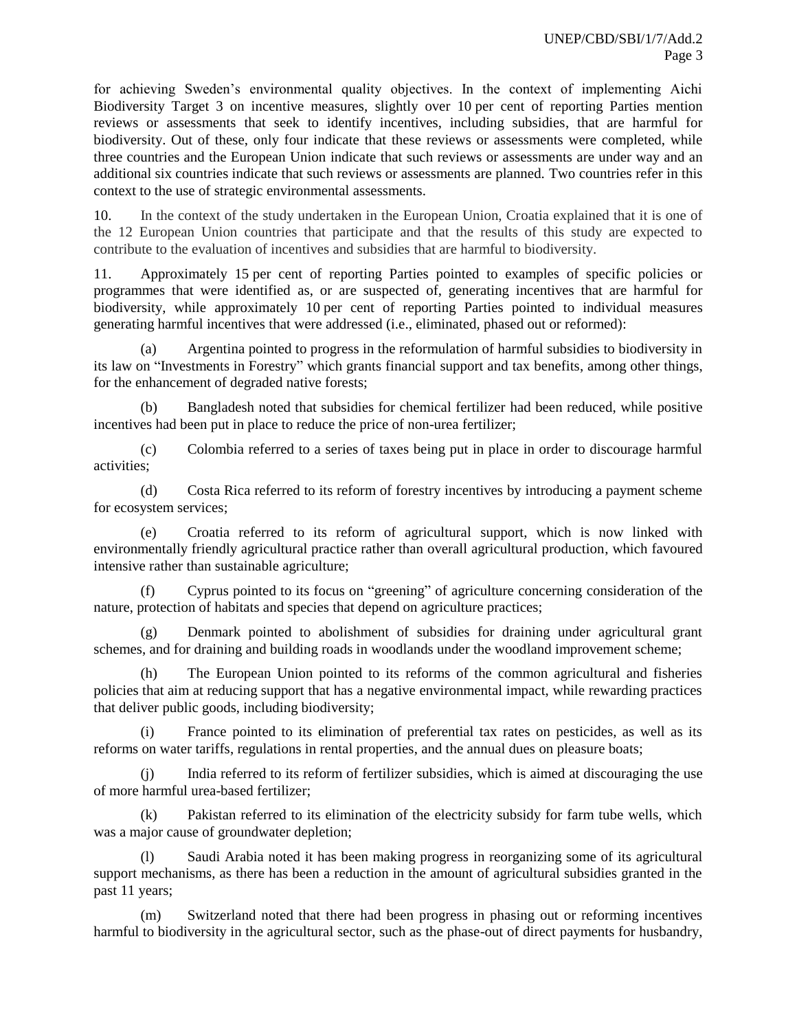for achieving Sweden's environmental quality objectives. In the context of implementing Aichi Biodiversity Target 3 on incentive measures, slightly over 10 per cent of reporting Parties mention reviews or assessments that seek to identify incentives, including subsidies, that are harmful for biodiversity. Out of these, only four indicate that these reviews or assessments were completed, while three countries and the European Union indicate that such reviews or assessments are under way and an additional six countries indicate that such reviews or assessments are planned. Two countries refer in this context to the use of strategic environmental assessments.

10. In the context of the study undertaken in the European Union, Croatia explained that it is one of the 12 European Union countries that participate and that the results of this study are expected to contribute to the evaluation of incentives and subsidies that are harmful to biodiversity.

11. Approximately 15 per cent of reporting Parties pointed to examples of specific policies or programmes that were identified as, or are suspected of, generating incentives that are harmful for biodiversity, while approximately 10 per cent of reporting Parties pointed to individual measures generating harmful incentives that were addressed (i.e., eliminated, phased out or reformed):

(a) Argentina pointed to progress in the reformulation of harmful subsidies to biodiversity in its law on "Investments in Forestry" which grants financial support and tax benefits, among other things, for the enhancement of degraded native forests;

(b) Bangladesh noted that subsidies for chemical fertilizer had been reduced, while positive incentives had been put in place to reduce the price of non-urea fertilizer;

(c) Colombia referred to a series of taxes being put in place in order to discourage harmful activities;

(d) Costa Rica referred to its reform of forestry incentives by introducing a payment scheme for ecosystem services;

(e) Croatia referred to its reform of agricultural support, which is now linked with environmentally friendly agricultural practice rather than overall agricultural production, which favoured intensive rather than sustainable agriculture;

(f) Cyprus pointed to its focus on "greening" of agriculture concerning consideration of the nature, protection of habitats and species that depend on agriculture practices;

(g) Denmark pointed to abolishment of subsidies for draining under agricultural grant schemes, and for draining and building roads in woodlands under the woodland improvement scheme;

(h) The European Union pointed to its reforms of the common agricultural and fisheries policies that aim at reducing support that has a negative environmental impact, while rewarding practices that deliver public goods, including biodiversity;

(i) France pointed to its elimination of preferential tax rates on pesticides, as well as its reforms on water tariffs, regulations in rental properties, and the annual dues on pleasure boats;

(j) India referred to its reform of fertilizer subsidies, which is aimed at discouraging the use of more harmful urea-based fertilizer;

(k) Pakistan referred to its elimination of the electricity subsidy for farm tube wells, which was a major cause of groundwater depletion;

(l) Saudi Arabia noted it has been making progress in reorganizing some of its agricultural support mechanisms, as there has been a reduction in the amount of agricultural subsidies granted in the past 11 years;

(m) Switzerland noted that there had been progress in phasing out or reforming incentives harmful to biodiversity in the agricultural sector, such as the phase-out of direct payments for husbandry,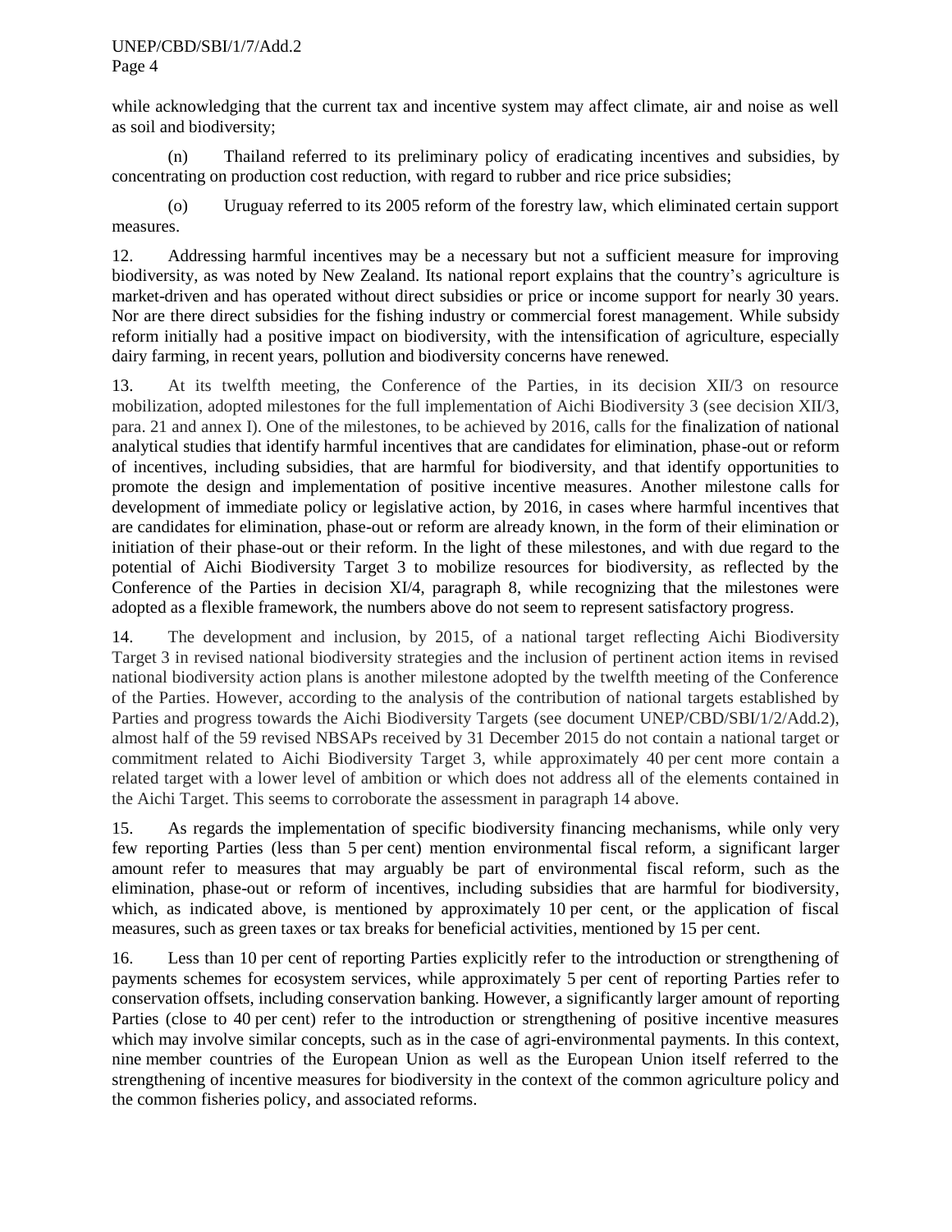while acknowledging that the current tax and incentive system may affect climate, air and noise as well as soil and biodiversity;

(n) Thailand referred to its preliminary policy of eradicating incentives and subsidies, by concentrating on production cost reduction, with regard to rubber and rice price subsidies;

(o) Uruguay referred to its 2005 reform of the forestry law, which eliminated certain support measures.

12. Addressing harmful incentives may be a necessary but not a sufficient measure for improving biodiversity, as was noted by New Zealand. Its national report explains that the country's agriculture is market-driven and has operated without direct subsidies or price or income support for nearly 30 years. Nor are there direct subsidies for the fishing industry or commercial forest management. While subsidy reform initially had a positive impact on biodiversity, with the intensification of agriculture, especially dairy farming, in recent years, pollution and biodiversity concerns have renewed.

13. At its twelfth meeting, the Conference of the Parties, in its decision XII/3 on resource mobilization, adopted milestones for the full implementation of Aichi Biodiversity 3 (see decision XII/3, para. 21 and annex I). One of the milestones, to be achieved by 2016, calls for the finalization of national analytical studies that identify harmful incentives that are candidates for elimination, phase-out or reform of incentives, including subsidies, that are harmful for biodiversity, and that identify opportunities to promote the design and implementation of positive incentive measures. Another milestone calls for development of immediate policy or legislative action, by 2016, in cases where harmful incentives that are candidates for elimination, phase-out or reform are already known, in the form of their elimination or initiation of their phase-out or their reform. In the light of these milestones, and with due regard to the potential of Aichi Biodiversity Target 3 to mobilize resources for biodiversity, as reflected by the Conference of the Parties in decision XI/4, paragraph 8, while recognizing that the milestones were adopted as a flexible framework, the numbers above do not seem to represent satisfactory progress.

14. The development and inclusion, by 2015, of a national target reflecting Aichi Biodiversity Target 3 in revised national biodiversity strategies and the inclusion of pertinent action items in revised national biodiversity action plans is another milestone adopted by the twelfth meeting of the Conference of the Parties. However, according to the analysis of the contribution of national targets established by Parties and progress towards the Aichi Biodiversity Targets (see document UNEP/CBD/SBI/1/2/Add.2), almost half of the 59 revised NBSAPs received by 31 December 2015 do not contain a national target or commitment related to Aichi Biodiversity Target 3, while approximately 40 per cent more contain a related target with a lower level of ambition or which does not address all of the elements contained in the Aichi Target. This seems to corroborate the assessment in paragraph 14 above.

15. As regards the implementation of specific biodiversity financing mechanisms, while only very few reporting Parties (less than 5 per cent) mention environmental fiscal reform, a significant larger amount refer to measures that may arguably be part of environmental fiscal reform, such as the elimination, phase-out or reform of incentives, including subsidies that are harmful for biodiversity, which, as indicated above, is mentioned by approximately 10 per cent, or the application of fiscal measures, such as green taxes or tax breaks for beneficial activities, mentioned by 15 per cent.

16. Less than 10 per cent of reporting Parties explicitly refer to the introduction or strengthening of payments schemes for ecosystem services, while approximately 5 per cent of reporting Parties refer to conservation offsets, including conservation banking. However, a significantly larger amount of reporting Parties (close to 40 per cent) refer to the introduction or strengthening of positive incentive measures which may involve similar concepts, such as in the case of agri-environmental payments. In this context, nine member countries of the European Union as well as the European Union itself referred to the strengthening of incentive measures for biodiversity in the context of the common agriculture policy and the common fisheries policy, and associated reforms.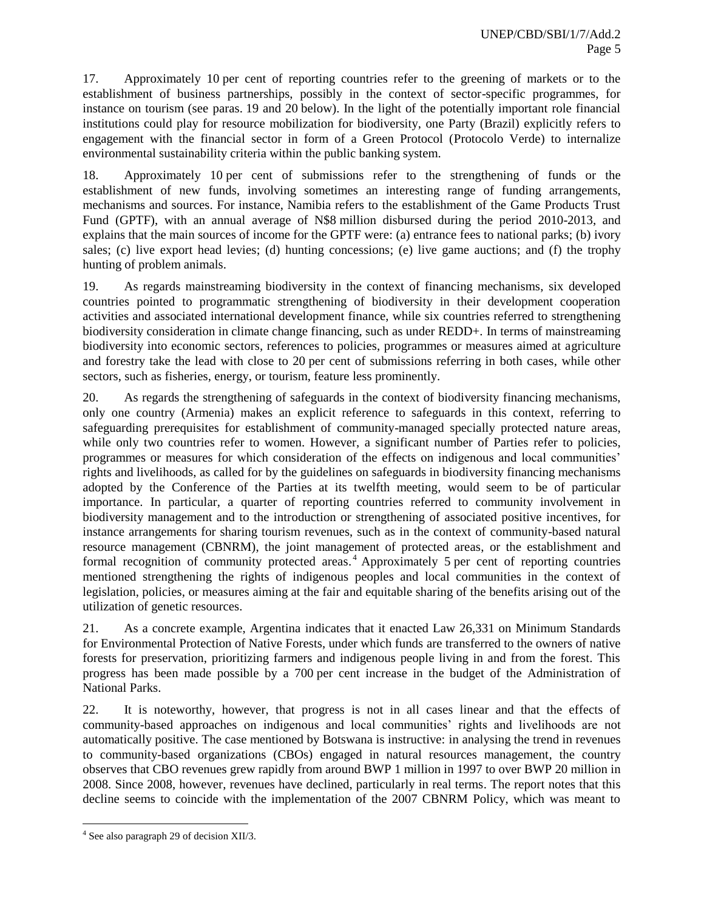17. Approximately 10 per cent of reporting countries refer to the greening of markets or to the establishment of business partnerships, possibly in the context of sector-specific programmes, for instance on tourism (see paras. 19 and 20 below). In the light of the potentially important role financial institutions could play for resource mobilization for biodiversity, one Party (Brazil) explicitly refers to engagement with the financial sector in form of a Green Protocol (Protocolo Verde) to internalize environmental sustainability criteria within the public banking system.

18. Approximately 10 per cent of submissions refer to the strengthening of funds or the establishment of new funds, involving sometimes an interesting range of funding arrangements, mechanisms and sources. For instance, Namibia refers to the establishment of the Game Products Trust Fund (GPTF), with an annual average of N$8 million disbursed during the period 2010-2013, and explains that the main sources of income for the GPTF were: (a) entrance fees to national parks; (b) ivory sales; (c) live export head levies; (d) hunting concessions; (e) live game auctions; and (f) the trophy hunting of problem animals.

19. As regards mainstreaming biodiversity in the context of financing mechanisms, six developed countries pointed to programmatic strengthening of biodiversity in their development cooperation activities and associated international development finance, while six countries referred to strengthening biodiversity consideration in climate change financing, such as under REDD+. In terms of mainstreaming biodiversity into economic sectors, references to policies, programmes or measures aimed at agriculture and forestry take the lead with close to 20 per cent of submissions referring in both cases, while other sectors, such as fisheries, energy, or tourism, feature less prominently.

20. As regards the strengthening of safeguards in the context of biodiversity financing mechanisms, only one country (Armenia) makes an explicit reference to safeguards in this context, referring to safeguarding prerequisites for establishment of community-managed specially protected nature areas, while only two countries refer to women. However, a significant number of Parties refer to policies, programmes or measures for which consideration of the effects on indigenous and local communities' rights and livelihoods, as called for by the guidelines on safeguards in biodiversity financing mechanisms adopted by the Conference of the Parties at its twelfth meeting, would seem to be of particular importance. In particular, a quarter of reporting countries referred to community involvement in biodiversity management and to the introduction or strengthening of associated positive incentives, for instance arrangements for sharing tourism revenues, such as in the context of community-based natural resource management (CBNRM), the joint management of protected areas, or the establishment and formal recognition of community protected areas.[4] Approximately 5 per cent of reporting countries mentioned strengthening the rights of indigenous peoples and local communities in the context of legislation, policies, or measures aiming at the fair and equitable sharing of the benefits arising out of the utilization of genetic resources.

21. As a concrete example, Argentina indicates that it enacted Law 26,331 on Minimum Standards for Environmental Protection of Native Forests, under which funds are transferred to the owners of native forests for preservation, prioritizing farmers and indigenous people living in and from the forest. This progress has been made possible by a 700 per cent increase in the budget of the Administration of National Parks.

22. It is noteworthy, however, that progress is not in all cases linear and that the effects of community-based approaches on indigenous and local communities' rights and livelihoods are not automatically positive. The case mentioned by Botswana is instructive: in analysing the trend in revenues to community-based organizations (CBOs) engaged in natural resources management, the country observes that CBO revenues grew rapidly from around BWP 1 million in 1997 to over BWP 20 million in 2008. Since 2008, however, revenues have declined, particularly in real terms. The report notes that this decline seems to coincide with the implementation of the 2007 CBNRM Policy, which was meant to

---

[4] See also paragraph 29 of decision XII/3.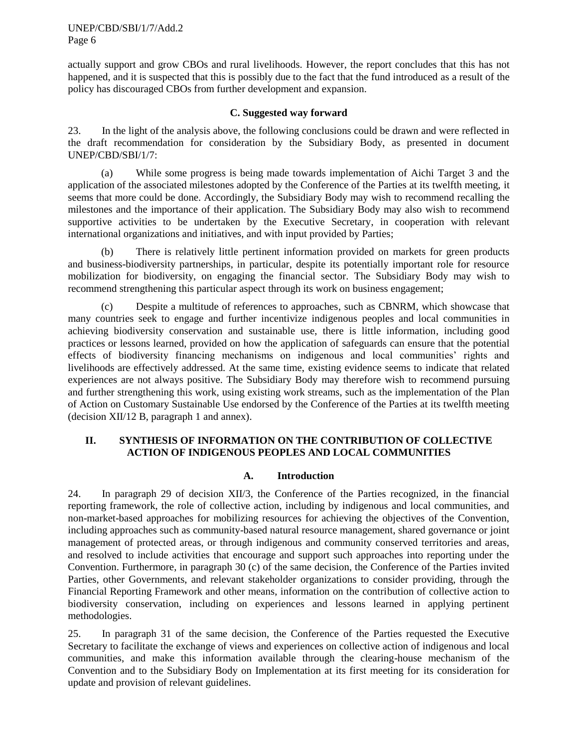actually support and grow CBOs and rural livelihoods. However, the report concludes that this has not happened, and it is suspected that this is possibly due to the fact that the fund introduced as a result of the policy has discouraged CBOs from further development and expansion.

### C. Suggested way forward

23. In the light of the analysis above, the following conclusions could be drawn and were reflected in the draft recommendation for consideration by the Subsidiary Body, as presented in document UNEP/CBD/SBI/1/7:

(a) While some progress is being made towards implementation of Aichi Target 3 and the application of the associated milestones adopted by the Conference of the Parties at its twelfth meeting, it seems that more could be done. Accordingly, the Subsidiary Body may wish to recommend recalling the milestones and the importance of their application. The Subsidiary Body may also wish to recommend supportive activities to be undertaken by the Executive Secretary, in cooperation with relevant international organizations and initiatives, and with input provided by Parties;

(b) There is relatively little pertinent information provided on markets for green products and business-biodiversity partnerships, in particular, despite its potentially important role for resource mobilization for biodiversity, on engaging the financial sector. The Subsidiary Body may wish to recommend strengthening this particular aspect through its work on business engagement;

(c) Despite a multitude of references to approaches, such as CBNRM, which showcase that many countries seek to engage and further incentivize indigenous peoples and local communities in achieving biodiversity conservation and sustainable use, there is little information, including good practices or lessons learned, provided on how the application of safeguards can ensure that the potential effects of biodiversity financing mechanisms on indigenous and local communities' rights and livelihoods are effectively addressed. At the same time, existing evidence seems to indicate that related experiences are not always positive. The Subsidiary Body may therefore wish to recommend pursuing and further strengthening this work, using existing work streams, such as the implementation of the Plan of Action on Customary Sustainable Use endorsed by the Conference of the Parties at its twelfth meeting (decision XII/12 B, paragraph 1 and annex).

## II. SYNTHESIS OF INFORMATION ON THE CONTRIBUTION OF COLLECTIVE ACTION OF INDIGENOUS PEOPLES AND LOCAL COMMUNITIES

### A. Introduction

24. In paragraph 29 of decision XII/3, the Conference of the Parties recognized, in the financial reporting framework, the role of collective action, including by indigenous and local communities, and non-market-based approaches for mobilizing resources for achieving the objectives of the Convention, including approaches such as community-based natural resource management, shared governance or joint management of protected areas, or through indigenous and community conserved territories and areas, and resolved to include activities that encourage and support such approaches into reporting under the Convention. Furthermore, in paragraph 30 (c) of the same decision, the Conference of the Parties invited Parties, other Governments, and relevant stakeholder organizations to consider providing, through the Financial Reporting Framework and other means, information on the contribution of collective action to biodiversity conservation, including on experiences and lessons learned in applying pertinent methodologies.

25. In paragraph 31 of the same decision, the Conference of the Parties requested the Executive Secretary to facilitate the exchange of views and experiences on collective action of indigenous and local communities, and make this information available through the clearing-house mechanism of the Convention and to the Subsidiary Body on Implementation at its first meeting for its consideration for update and provision of relevant guidelines.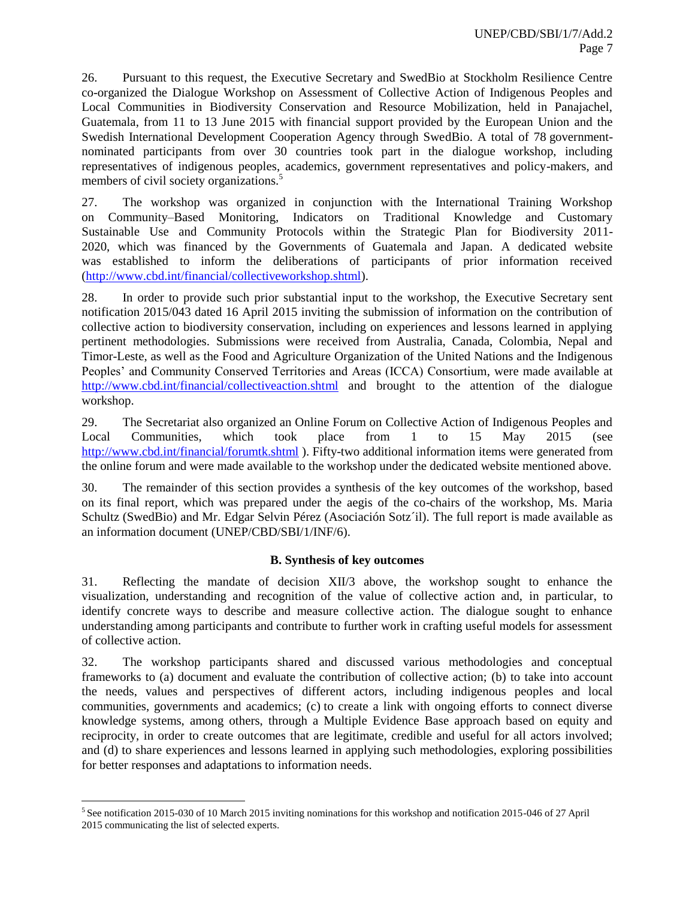26. Pursuant to this request, the Executive Secretary and SwedBio at Stockholm Resilience Centre co-organized the Dialogue Workshop on Assessment of Collective Action of Indigenous Peoples and Local Communities in Biodiversity Conservation and Resource Mobilization, held in Panajachel, Guatemala, from 11 to 13 June 2015 with financial support provided by the European Union and the Swedish International Development Cooperation Agency through SwedBio. A total of 78 government-nominated participants from over 30 countries took part in the dialogue workshop, including representatives of indigenous peoples, academics, government representatives and policy-makers, and members of civil society organizations.[5]

27. The workshop was organized in conjunction with the International Training Workshop on Community–Based Monitoring, Indicators on Traditional Knowledge and Customary Sustainable Use and Community Protocols within the Strategic Plan for Biodiversity 2011-2020, which was financed by the Governments of Guatemala and Japan. A dedicated website was established to inform the deliberations of participants of prior information received (http://www.cbd.int/financial/collectiveworkshop.shtml).

28. In order to provide such prior substantial input to the workshop, the Executive Secretary sent notification 2015/043 dated 16 April 2015 inviting the submission of information on the contribution of collective action to biodiversity conservation, including on experiences and lessons learned in applying pertinent methodologies. Submissions were received from Australia, Canada, Colombia, Nepal and Timor-Leste, as well as the Food and Agriculture Organization of the United Nations and the Indigenous Peoples' and Community Conserved Territories and Areas (ICCA) Consortium, were made available at http://www.cbd.int/financial/collectiveaction.shtml and brought to the attention of the dialogue workshop.

29. The Secretariat also organized an Online Forum on Collective Action of Indigenous Peoples and Local Communities, which took place from 1 to 15 May 2015 (see http://www.cbd.int/financial/forumtk.shtml ). Fifty-two additional information items were generated from the online forum and were made available to the workshop under the dedicated website mentioned above.

30. The remainder of this section provides a synthesis of the key outcomes of the workshop, based on its final report, which was prepared under the aegis of the co-chairs of the workshop, Ms. Maria Schultz (SwedBio) and Mr. Edgar Selvin Pérez (Asociación Sotz´il). The full report is made available as an information document (UNEP/CBD/SBI/1/INF/6).

### B. Synthesis of key outcomes

31. Reflecting the mandate of decision XII/3 above, the workshop sought to enhance the visualization, understanding and recognition of the value of collective action and, in particular, to identify concrete ways to describe and measure collective action. The dialogue sought to enhance understanding among participants and contribute to further work in crafting useful models for assessment of collective action.

32. The workshop participants shared and discussed various methodologies and conceptual frameworks to (a) document and evaluate the contribution of collective action; (b) to take into account the needs, values and perspectives of different actors, including indigenous peoples and local communities, governments and academics; (c) to create a link with ongoing efforts to connect diverse knowledge systems, among others, through a Multiple Evidence Base approach based on equity and reciprocity, in order to create outcomes that are legitimate, credible and useful for all actors involved; and (d) to share experiences and lessons learned in applying such methodologies, exploring possibilities for better responses and adaptations to information needs.

---

[5] See notification 2015-030 of 10 March 2015 inviting nominations for this workshop and notification 2015-046 of 27 April 2015 communicating the list of selected experts.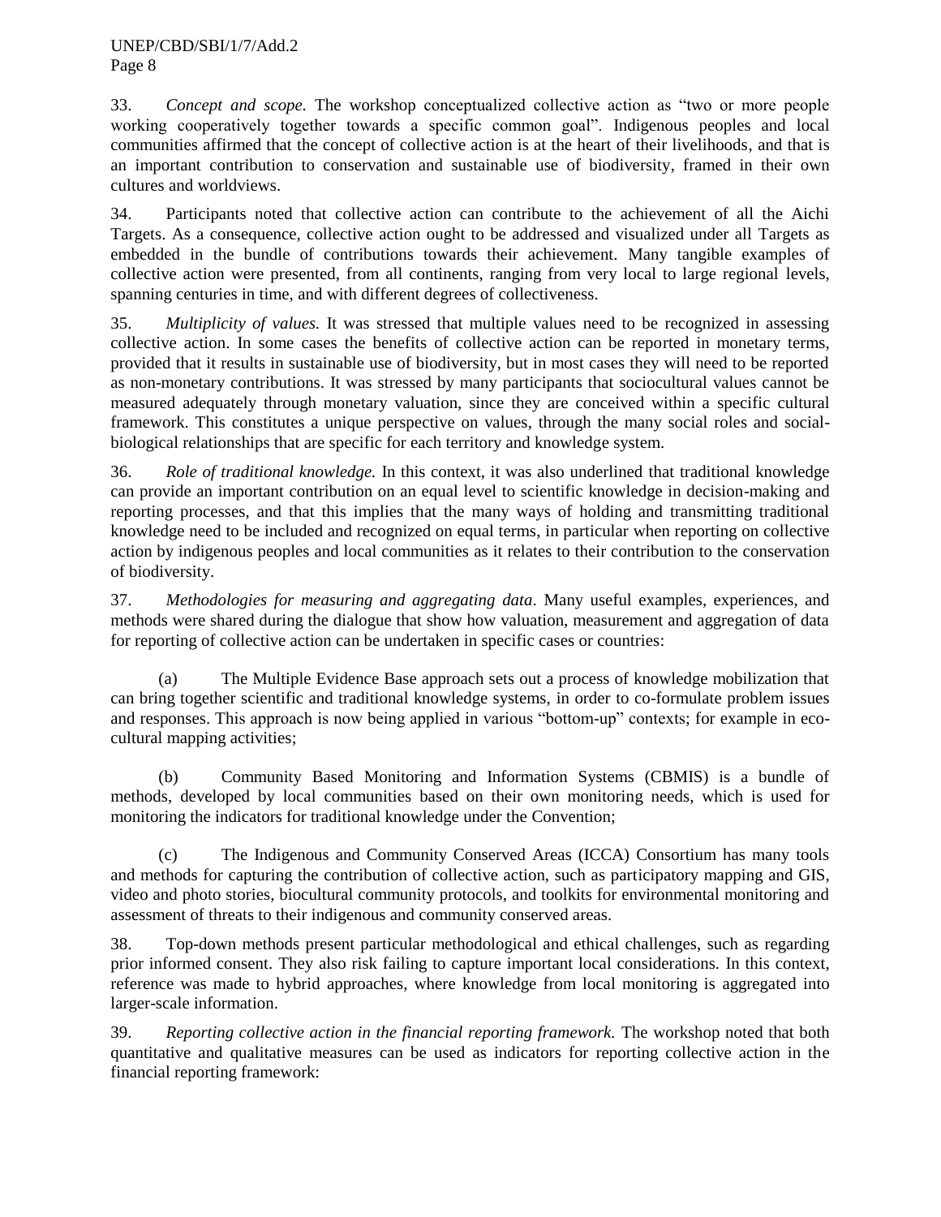33. *Concept and scope.* The workshop conceptualized collective action as "two or more people working cooperatively together towards a specific common goal". Indigenous peoples and local communities affirmed that the concept of collective action is at the heart of their livelihoods, and that is an important contribution to conservation and sustainable use of biodiversity, framed in their own cultures and worldviews.

34. Participants noted that collective action can contribute to the achievement of all the Aichi Targets. As a consequence, collective action ought to be addressed and visualized under all Targets as embedded in the bundle of contributions towards their achievement. Many tangible examples of collective action were presented, from all continents, ranging from very local to large regional levels, spanning centuries in time, and with different degrees of collectiveness.

35. *Multiplicity of values.* It was stressed that multiple values need to be recognized in assessing collective action. In some cases the benefits of collective action can be reported in monetary terms, provided that it results in sustainable use of biodiversity, but in most cases they will need to be reported as non-monetary contributions. It was stressed by many participants that sociocultural values cannot be measured adequately through monetary valuation, since they are conceived within a specific cultural framework. This constitutes a unique perspective on values, through the many social roles and social-biological relationships that are specific for each territory and knowledge system.

36. *Role of traditional knowledge.* In this context, it was also underlined that traditional knowledge can provide an important contribution on an equal level to scientific knowledge in decision-making and reporting processes, and that this implies that the many ways of holding and transmitting traditional knowledge need to be included and recognized on equal terms, in particular when reporting on collective action by indigenous peoples and local communities as it relates to their contribution to the conservation of biodiversity.

37. *Methodologies for measuring and aggregating data*. Many useful examples, experiences, and methods were shared during the dialogue that show how valuation, measurement and aggregation of data for reporting of collective action can be undertaken in specific cases or countries:

(a) The Multiple Evidence Base approach sets out a process of knowledge mobilization that can bring together scientific and traditional knowledge systems, in order to co-formulate problem issues and responses. This approach is now being applied in various "bottom-up" contexts; for example in eco-cultural mapping activities;

(b) Community Based Monitoring and Information Systems (CBMIS) is a bundle of methods, developed by local communities based on their own monitoring needs, which is used for monitoring the indicators for traditional knowledge under the Convention;

(c) The Indigenous and Community Conserved Areas (ICCA) Consortium has many tools and methods for capturing the contribution of collective action, such as participatory mapping and GIS, video and photo stories, biocultural community protocols, and toolkits for environmental monitoring and assessment of threats to their indigenous and community conserved areas.

38. Top-down methods present particular methodological and ethical challenges, such as regarding prior informed consent. They also risk failing to capture important local considerations. In this context, reference was made to hybrid approaches, where knowledge from local monitoring is aggregated into larger-scale information.

39. *Reporting collective action in the financial reporting framework.* The workshop noted that both quantitative and qualitative measures can be used as indicators for reporting collective action in the financial reporting framework: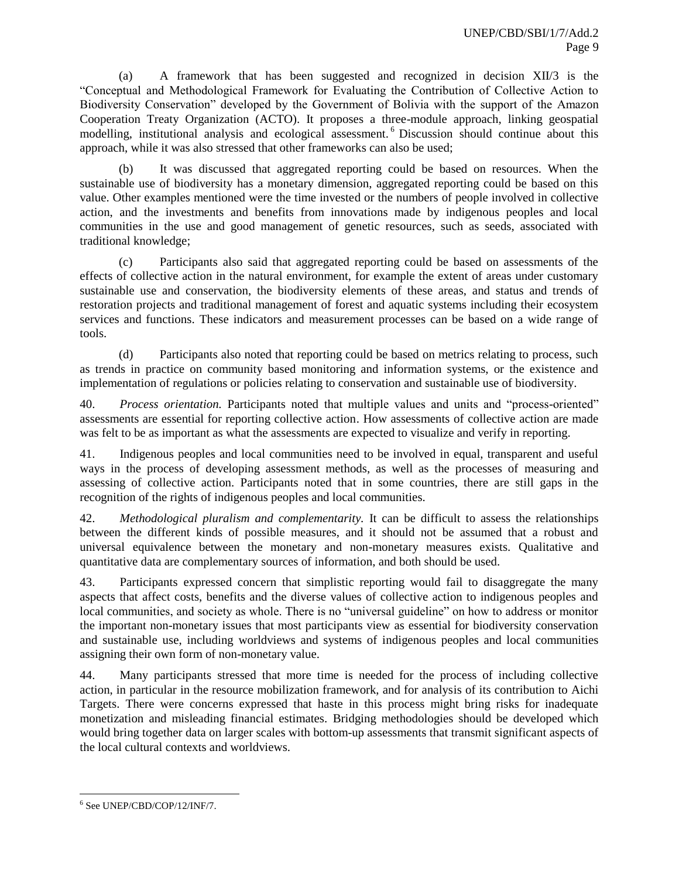(a) A framework that has been suggested and recognized in decision XII/3 is the "Conceptual and Methodological Framework for Evaluating the Contribution of Collective Action to Biodiversity Conservation" developed by the Government of Bolivia with the support of the Amazon Cooperation Treaty Organization (ACTO). It proposes a three-module approach, linking geospatial modelling, institutional analysis and ecological assessment.[6] Discussion should continue about this approach, while it was also stressed that other frameworks can also be used;

(b) It was discussed that aggregated reporting could be based on resources. When the sustainable use of biodiversity has a monetary dimension, aggregated reporting could be based on this value. Other examples mentioned were the time invested or the numbers of people involved in collective action, and the investments and benefits from innovations made by indigenous peoples and local communities in the use and good management of genetic resources, such as seeds, associated with traditional knowledge;

(c) Participants also said that aggregated reporting could be based on assessments of the effects of collective action in the natural environment, for example the extent of areas under customary sustainable use and conservation, the biodiversity elements of these areas, and status and trends of restoration projects and traditional management of forest and aquatic systems including their ecosystem services and functions. These indicators and measurement processes can be based on a wide range of tools.

(d) Participants also noted that reporting could be based on metrics relating to process, such as trends in practice on community based monitoring and information systems, or the existence and implementation of regulations or policies relating to conservation and sustainable use of biodiversity.

40. *Process orientation.* Participants noted that multiple values and units and "process-oriented" assessments are essential for reporting collective action. How assessments of collective action are made was felt to be as important as what the assessments are expected to visualize and verify in reporting.

41. Indigenous peoples and local communities need to be involved in equal, transparent and useful ways in the process of developing assessment methods, as well as the processes of measuring and assessing of collective action. Participants noted that in some countries, there are still gaps in the recognition of the rights of indigenous peoples and local communities.

42. *Methodological pluralism and complementarity.* It can be difficult to assess the relationships between the different kinds of possible measures, and it should not be assumed that a robust and universal equivalence between the monetary and non-monetary measures exists. Qualitative and quantitative data are complementary sources of information, and both should be used.

43. Participants expressed concern that simplistic reporting would fail to disaggregate the many aspects that affect costs, benefits and the diverse values of collective action to indigenous peoples and local communities, and society as whole. There is no "universal guideline" on how to address or monitor the important non-monetary issues that most participants view as essential for biodiversity conservation and sustainable use, including worldviews and systems of indigenous peoples and local communities assigning their own form of non-monetary value.

44. Many participants stressed that more time is needed for the process of including collective action, in particular in the resource mobilization framework, and for analysis of its contribution to Aichi Targets. There were concerns expressed that haste in this process might bring risks for inadequate monetization and misleading financial estimates. Bridging methodologies should be developed which would bring together data on larger scales with bottom-up assessments that transmit significant aspects of the local cultural contexts and worldviews.

---

[6] See UNEP/CBD/COP/12/INF/7.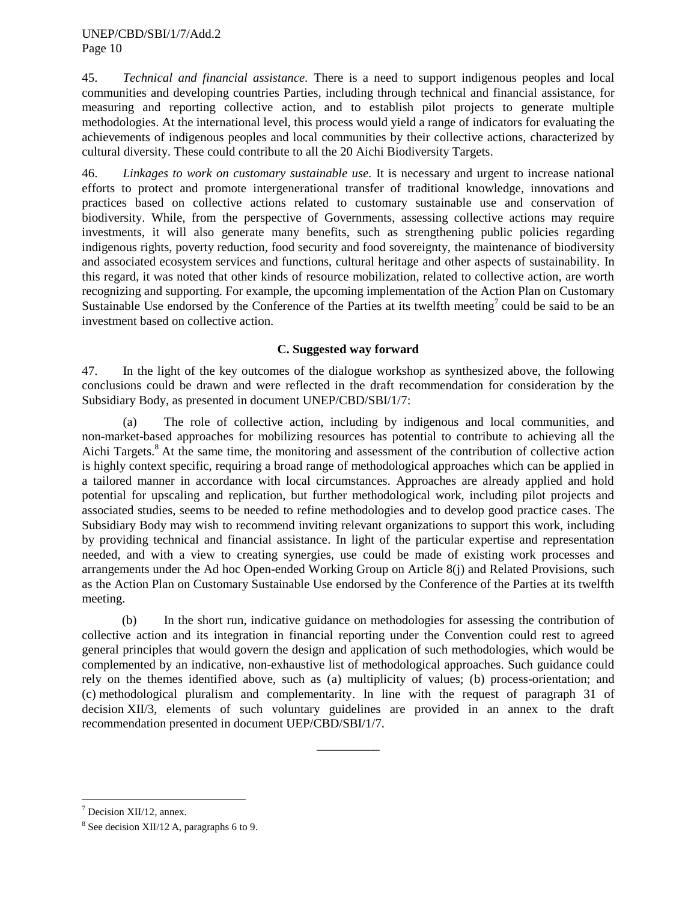45. *Technical and financial assistance.* There is a need to support indigenous peoples and local communities and developing countries Parties, including through technical and financial assistance, for measuring and reporting collective action, and to establish pilot projects to generate multiple methodologies. At the international level, this process would yield a range of indicators for evaluating the achievements of indigenous peoples and local communities by their collective actions, characterized by cultural diversity. These could contribute to all the 20 Aichi Biodiversity Targets.

46. *Linkages to work on customary sustainable use.* It is necessary and urgent to increase national efforts to protect and promote intergenerational transfer of traditional knowledge, innovations and practices based on collective actions related to customary sustainable use and conservation of biodiversity. While, from the perspective of Governments, assessing collective actions may require investments, it will also generate many benefits, such as strengthening public policies regarding indigenous rights, poverty reduction, food security and food sovereignty, the maintenance of biodiversity and associated ecosystem services and functions, cultural heritage and other aspects of sustainability. In this regard, it was noted that other kinds of resource mobilization, related to collective action, are worth recognizing and supporting. For example, the upcoming implementation of the Action Plan on Customary Sustainable Use endorsed by the Conference of the Parties at its twelfth meeting[7] could be said to be an investment based on collective action.

### C. Suggested way forward

47. In the light of the key outcomes of the dialogue workshop as synthesized above, the following conclusions could be drawn and were reflected in the draft recommendation for consideration by the Subsidiary Body, as presented in document UNEP/CBD/SBI/1/7:

(a) The role of collective action, including by indigenous and local communities, and non-market-based approaches for mobilizing resources has potential to contribute to achieving all the Aichi Targets.[8] At the same time, the monitoring and assessment of the contribution of collective action is highly context specific, requiring a broad range of methodological approaches which can be applied in a tailored manner in accordance with local circumstances. Approaches are already applied and hold potential for upscaling and replication, but further methodological work, including pilot projects and associated studies, seems to be needed to refine methodologies and to develop good practice cases. The Subsidiary Body may wish to recommend inviting relevant organizations to support this work, including by providing technical and financial assistance. In light of the particular expertise and representation needed, and with a view to creating synergies, use could be made of existing work processes and arrangements under the Ad hoc Open-ended Working Group on Article 8(j) and Related Provisions, such as the Action Plan on Customary Sustainable Use endorsed by the Conference of the Parties at its twelfth meeting.

(b) In the short run, indicative guidance on methodologies for assessing the contribution of collective action and its integration in financial reporting under the Convention could rest to agreed general principles that would govern the design and application of such methodologies, which would be complemented by an indicative, non-exhaustive list of methodological approaches. Such guidance could rely on the themes identified above, such as (a) multiplicity of values; (b) process-orientation; and (c) methodological pluralism and complementarity. In line with the request of paragraph 31 of decision XII/3, elements of such voluntary guidelines are provided in an annex to the draft recommendation presented in document UEP/CBD/SBI/1/7.

__________

[7] Decision XII/12, annex.

[8] See decision XII/12 A, paragraphs 6 to 9.